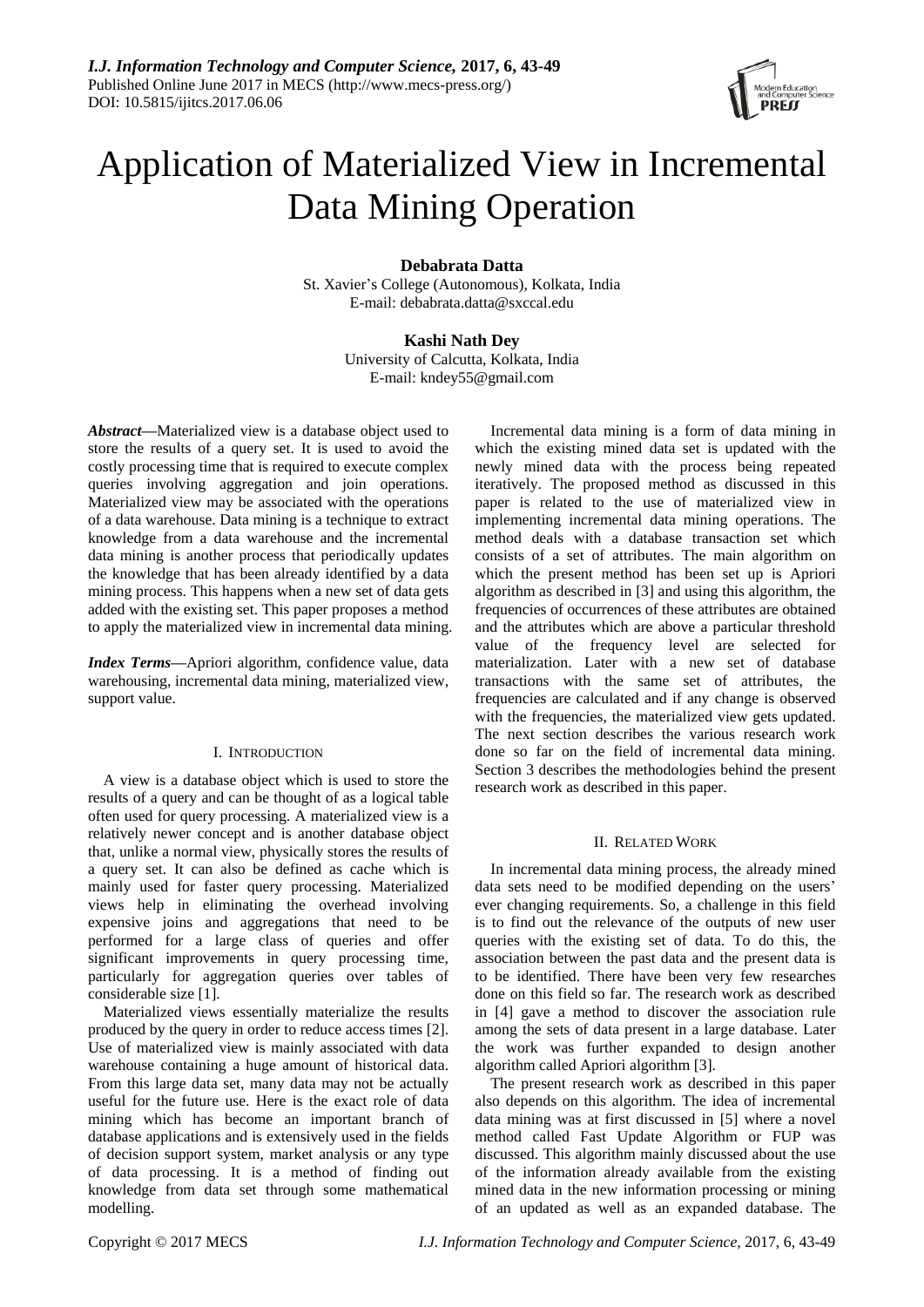# Application of Materialized View in Incremental Data Mining Operation

**Debabrata Datta**
St. Xavier's College (Autonomous), Kolkata, India
E-mail: debabrata.datta@sxccal.edu

**Kashi Nath Dey**
University of Calcutta, Kolkata, India
E-mail: kndey55@gmail.com

***Abstract*—**Materialized view is a database object used to store the results of a query set. It is used to avoid the costly processing time that is required to execute complex queries involving aggregation and join operations. Materialized view may be associated with the operations of a data warehouse. Data mining is a technique to extract knowledge from a data warehouse and the incremental data mining is another process that periodically updates the knowledge that has been already identified by a data mining process. This happens when a new set of data gets added with the existing set. This paper proposes a method to apply the materialized view in incremental data mining.

***Index Terms*—**Apriori algorithm, confidence value, data warehousing, incremental data mining, materialized view, support value.

## I. Introduction

A view is a database object which is used to store the results of a query and can be thought of as a logical table often used for query processing. A materialized view is a relatively newer concept and is another database object that, unlike a normal view, physically stores the results of a query set. It can also be defined as cache which is mainly used for faster query processing. Materialized views help in eliminating the overhead involving expensive joins and aggregations that need to be performed for a large class of queries and offer significant improvements in query processing time, particularly for aggregation queries over tables of considerable size [1].

Materialized views essentially materialize the results produced by the query in order to reduce access times [2]. Use of materialized view is mainly associated with data warehouse containing a huge amount of historical data. From this large data set, many data may not be actually useful for the future use. Here is the exact role of data mining which has become an important branch of database applications and is extensively used in the fields of decision support system, market analysis or any type of data processing. It is a method of finding out knowledge from data set through some mathematical modelling.

Incremental data mining is a form of data mining in which the existing mined data set is updated with the newly mined data with the process being repeated iteratively. The proposed method as discussed in this paper is related to the use of materialized view in implementing incremental data mining operations. The method deals with a database transaction set which consists of a set of attributes. The main algorithm on which the present method has been set up is Apriori algorithm as described in [3] and using this algorithm, the frequencies of occurrences of these attributes are obtained and the attributes which are above a particular threshold value of the frequency level are selected for materialization. Later with a new set of database transactions with the same set of attributes, the frequencies are calculated and if any change is observed with the frequencies, the materialized view gets updated. The next section describes the various research work done so far on the field of incremental data mining. Section 3 describes the methodologies behind the present research work as described in this paper.

## II. Related Work

In incremental data mining process, the already mined data sets need to be modified depending on the users' ever changing requirements. So, a challenge in this field is to find out the relevance of the outputs of new user queries with the existing set of data. To do this, the association between the past data and the present data is to be identified. There have been very few researches done on this field so far. The research work as described in [4] gave a method to discover the association rule among the sets of data present in a large database. Later the work was further expanded to design another algorithm called Apriori algorithm [3].

The present research work as described in this paper also depends on this algorithm. The idea of incremental data mining was at first discussed in [5] where a novel method called Fast Update Algorithm or FUP was discussed. This algorithm mainly discussed about the use of the information already available from the existing mined data in the new information processing or mining of an updated as well as an expanded database. The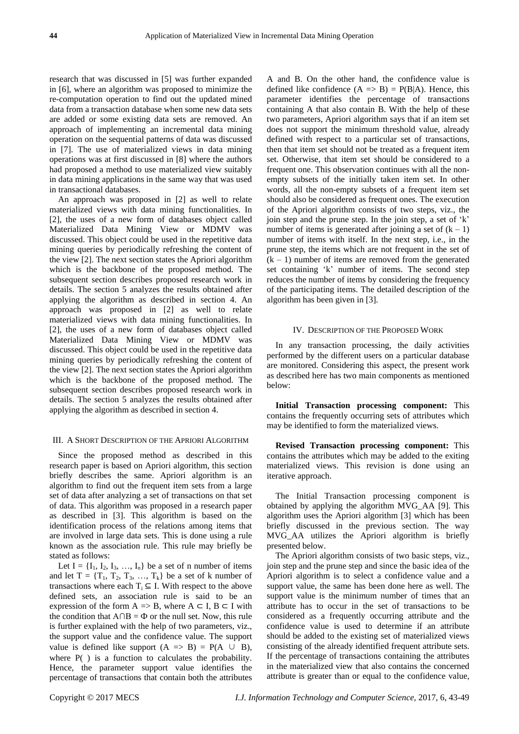research that was discussed in [5] was further expanded in [6], where an algorithm was proposed to minimize the re-computation operation to find out the updated mined data from a transaction database when some new data sets are added or some existing data sets are removed. An approach of implementing an incremental data mining operation on the sequential patterns of data was discussed in [7]. The use of materialized views in data mining operations was at first discussed in [8] where the authors had proposed a method to use materialized view suitably in data mining applications in the same way that was used in transactional databases.

An approach was proposed in [2] as well to relate materialized views with data mining functionalities. In [2], the uses of a new form of databases object called Materialized Data Mining View or MDMV was discussed. This object could be used in the repetitive data mining queries by periodically refreshing the content of the view [2]. The next section states the Apriori algorithm which is the backbone of the proposed method. The subsequent section describes proposed research work in details. The section 5 analyzes the results obtained after applying the algorithm as described in section 4. An approach was proposed in [2] as well to relate materialized views with data mining functionalities. In [2], the uses of a new form of databases object called Materialized Data Mining View or MDMV was discussed. This object could be used in the repetitive data mining queries by periodically refreshing the content of the view [2]. The next section states the Apriori algorithm which is the backbone of the proposed method. The subsequent section describes proposed research work in details. The section 5 analyzes the results obtained after applying the algorithm as described in section 4.

## III. A Short Description of the Apriori Algorithm

Since the proposed method as described in this research paper is based on Apriori algorithm, this section briefly describes the same. Apriori algorithm is an algorithm to find out the frequent item sets from a large set of data after analyzing a set of transactions on that set of data. This algorithm was proposed in a research paper as described in [3]. This algorithm is based on the identification process of the relations among items that are involved in large data sets. This is done using a rule known as the association rule. This rule may briefly be stated as follows:

Let $I = \{I_1, I_2, I_3, \ldots, I_n\}$ be a set of n number of items and let $T = \{T_1, T_2, T_3, \ldots, T_k\}$ be a set of k number of transactions where each $T_i \subseteq I$. With respect to the above defined sets, an association rule is said to be an expression of the form $A \Rightarrow B$, where $A \subset I$, $B \subset I$ with the condition that $A \cap B = \Phi$ or the null set. Now, this rule is further explained with the help of two parameters, viz., the support value and the confidence value. The support value is defined like support $(A \Rightarrow B) = P(A \cup B)$, where P( ) is a function to calculates the probability. Hence, the parameter support value identifies the percentage of transactions that contain both the attributes A and B. On the other hand, the confidence value is defined like confidence $(A \Rightarrow B) = P(B|A)$. Hence, this parameter identifies the percentage of transactions containing A that also contain B. With the help of these two parameters, Apriori algorithm says that if an item set does not support the minimum threshold value, already defined with respect to a particular set of transactions, then that item set should not be treated as a frequent item set. Otherwise, that item set should be considered to a frequent one. This observation continues with all the non-empty subsets of the initially taken item set. In other words, all the non-empty subsets of a frequent item set should also be considered as frequent ones. The execution of the Apriori algorithm consists of two steps, viz., the join step and the prune step. In the join step, a set of 'k' number of items is generated after joining a set of $(k - 1)$ number of items with itself. In the next step, i.e., in the prune step, the items which are not frequent in the set of $(k - 1)$ number of items are removed from the generated set containing 'k' number of items. The second step reduces the number of items by considering the frequency of the participating items. The detailed description of the algorithm has been given in [3].

## IV. Description of the Proposed Work

In any transaction processing, the daily activities performed by the different users on a particular database are monitored. Considering this aspect, the present work as described here has two main components as mentioned below:

**Initial Transaction processing component:** This contains the frequently occurring sets of attributes which may be identified to form the materialized views.

**Revised Transaction processing component:** This contains the attributes which may be added to the exiting materialized views. This revision is done using an iterative approach.

The Initial Transaction processing component is obtained by applying the algorithm MVG_AA [9]. This algorithm uses the Apriori algorithm [3] which has been briefly discussed in the previous section. The way MVG_AA utilizes the Apriori algorithm is briefly presented below.

The Apriori algorithm consists of two basic steps, viz., join step and the prune step and since the basic idea of the Apriori algorithm is to select a confidence value and a support value, the same has been done here as well. The support value is the minimum number of times that an attribute has to occur in the set of transactions to be considered as a frequently occurring attribute and the confidence value is used to determine if an attribute should be added to the existing set of materialized views consisting of the already identified frequent attribute sets. If the percentage of transactions containing the attributes in the materialized view that also contains the concerned attribute is greater than or equal to the confidence value,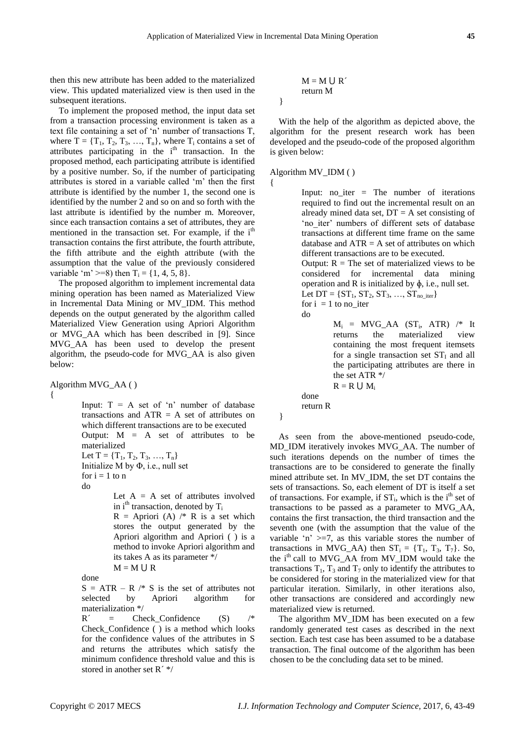then this new attribute has been added to the materialized view. This updated materialized view is then used in the subsequent iterations.

To implement the proposed method, the input data set from a transaction processing environment is taken as a text file containing a set of 'n' number of transactions T, where $T = \{T_1, T_2, T_3, \ldots, T_n\}$, where $T_i$ contains a set of attributes participating in the $i^{th}$ transaction. In the proposed method, each participating attribute is identified by a positive number. So, if the number of participating attributes is stored in a variable called 'm' then the first attribute is identified by the number 1, the second one is identified by the number 2 and so on and so forth with the last attribute is identified by the number m. Moreover, since each transaction contains a set of attributes, they are mentioned in the transaction set. For example, if the $i^{th}$ transaction contains the first attribute, the fourth attribute, the fifth attribute and the eighth attribute (with the assumption that the value of the previously considered variable 'm' >=8) then $T_i = \{1, 4, 5, 8\}$.

The proposed algorithm to implement incremental data mining operation has been named as Materialized View in Incremental Data Mining or MV_IDM. This method depends on the output generated by the algorithm called Materialized View Generation using Apriori Algorithm or MVG_AA which has been described in [9]. Since MVG_AA has been used to develop the present algorithm, the pseudo-code for MVG_AA is also given below:

```
Algorithm MVG_AA ( )
{
        Input: T = A set of 'n' number of database
        transactions and ATR = A set of attributes on
        which different transactions are to be executed
        Output: M = A set of attributes to be
        materialized
        Let T = {T1, T2, T3, …, Tn}
        Initialize M by Φ, i.e., null set
        for i = 1 to n
        do
                Let A = A set of attributes involved
                in ith transaction, denoted by Ti
                R = Apriori (A) /* R is a set which
                stores the output generated by the
                Apriori algorithm and Apriori ( ) is a
                method to invoke Apriori algorithm and
                its takes A as its parameter */
                M = M ⋃ R
        done
        S = ATR – R /* S is the set of attributes not
        selected by Apriori algorithm for
        materialization */
        R´ = Check_Confidence (S) /*
        Check_Confidence ( ) is a method which looks
        for the confidence values of the attributes in S
        and returns the attributes which satisfy the
        minimum confidence threshold value and this is
        stored in another set R´ */
        M = M ⋃ R´
        return M
}
```

With the help of the algorithm as depicted above, the algorithm for the present research work has been developed and the pseudo-code of the proposed algorithm is given below:

```
Algorithm MV_IDM ( )
{
        Input: no_iter = The number of iterations
        required to find out the incremental result on an
        already mined data set, DT = A set consisting of
        'no_iter' numbers of different sets of database
        transactions at different time frame on the same
        database and ATR = A set of attributes on which
        different transactions are to be executed.
        Output: R = The set of materialized views to be
        considered for incremental data mining
        operation and R is initialized by ϕ, i.e., null set.
        Let DT = {ST1, ST2, ST3, …, STno_iter}
        for i = 1 to no_iter
        do
                Mi = MVG_AA (STi, ATR) /* It
                returns the materialized view
                containing the most frequent itemsets
                for a single transaction set STI and all
                the participating attributes are there in
                the set ATR */
                R = R ⋃ Mi
        done
        return R
}
```

As seen from the above-mentioned pseudo-code, MD_IDM iteratively invokes MVG_AA. The number of such iterations depends on the number of times the transactions are to be considered to generate the finally mined attribute set. In MV_IDM, the set DT contains the sets of transactions. So, each element of DT is itself a set of transactions. For example, if $ST_i$, which is the $i^{th}$ set of transactions to be passed as a parameter to MVG_AA, contains the first transaction, the third transaction and the seventh one (with the assumption that the value of the variable 'n' >=7, as this variable stores the number of transactions in MVG_AA) then $ST_i = \{T_1, T_3, T_7\}$. So, the $i^{th}$ call to MVG_AA from MV_IDM would take the transactions $T_1$, $T_3$ and $T_7$ only to identify the attributes to be considered for storing in the materialized view for that particular iteration. Similarly, in other iterations also, other transactions are considered and accordingly new materialized view is returned.

The algorithm MV_IDM has been executed on a few randomly generated test cases as described in the next section. Each test case has been assumed to be a database transaction. The final outcome of the algorithm has been chosen to be the concluding data set to be mined.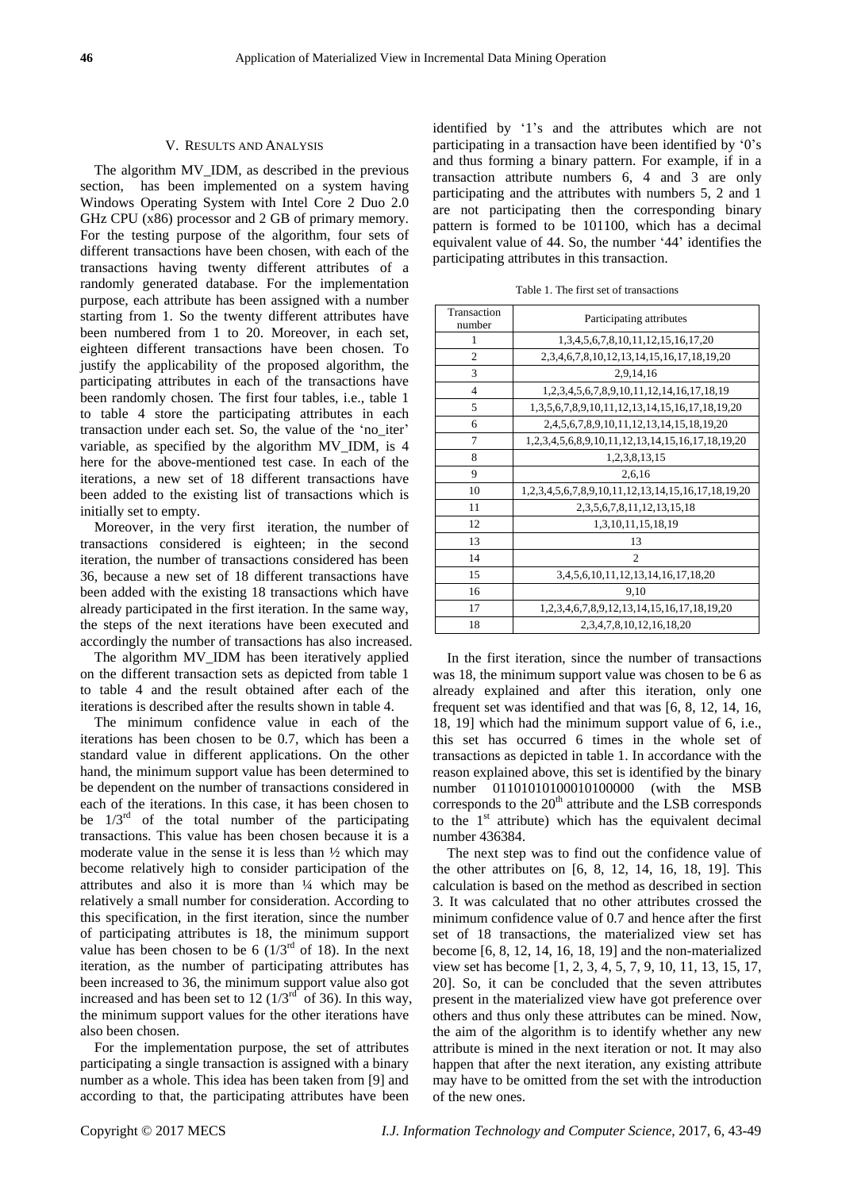## V. Results and Analysis

The algorithm MV_IDM, as described in the previous section, has been implemented on a system having Windows Operating System with Intel Core 2 Duo 2.0 GHz CPU (x86) processor and 2 GB of primary memory. For the testing purpose of the algorithm, four sets of different transactions have been chosen, with each of the transactions having twenty different attributes of a randomly generated database. For the implementation purpose, each attribute has been assigned with a number starting from 1. So the twenty different attributes have been numbered from 1 to 20. Moreover, in each set, eighteen different transactions have been chosen. To justify the applicability of the proposed algorithm, the participating attributes in each of the transactions have been randomly chosen. The first four tables, i.e., table 1 to table 4 store the participating attributes in each transaction under each set. So, the value of the 'no_iter' variable, as specified by the algorithm MV_IDM, is 4 here for the above-mentioned test case. In each of the iterations, a new set of 18 different transactions have been added to the existing list of transactions which is initially set to empty.

Moreover, in the very first iteration, the number of transactions considered is eighteen; in the second iteration, the number of transactions considered has been 36, because a new set of 18 different transactions have been added with the existing 18 transactions which have already participated in the first iteration. In the same way, the steps of the next iterations have been executed and accordingly the number of transactions has also increased.

The algorithm MV_IDM has been iteratively applied on the different transaction sets as depicted from table 1 to table 4 and the result obtained after each of the iterations is described after the results shown in table 4.

The minimum confidence value in each of the iterations has been chosen to be 0.7, which has been a standard value in different applications. On the other hand, the minimum support value has been determined to be dependent on the number of transactions considered in each of the iterations. In this case, it has been chosen to be $1/3^{rd}$ of the total number of the participating transactions. This value has been chosen because it is a moderate value in the sense it is less than ½ which may become relatively high to consider participation of the attributes and also it is more than ¼ which may be relatively a small number for consideration. According to this specification, in the first iteration, since the number of participating attributes is 18, the minimum support value has been chosen to be 6 ($1/3^{rd}$ of 18). In the next iteration, as the number of participating attributes has been increased to 36, the minimum support value also got increased and has been set to 12 ($1/3^{rd}$ of 36). In this way, the minimum support values for the other iterations have also been chosen.

For the implementation purpose, the set of attributes participating a single transaction is assigned with a binary number as a whole. This idea has been taken from [9] and according to that, the participating attributes have been identified by '1's and the attributes which are not participating in a transaction have been identified by '0's and thus forming a binary pattern. For example, if in a transaction attribute numbers 6, 4 and 3 are only participating and the attributes with numbers 5, 2 and 1 are not participating then the corresponding binary pattern is formed to be 101100, which has a decimal equivalent value of 44. So, the number '44' identifies the participating attributes in this transaction.

Table 1. The first set of transactions

| Transaction number | Participating attributes |
|---|---|
| 1 | 1,3,4,5,6,7,8,10,11,12,15,16,17,20 |
| 2 | 2,3,4,6,7,8,10,12,13,14,15,16,17,18,19,20 |
| 3 | 2,9,14,16 |
| 4 | 1,2,3,4,5,6,7,8,9,10,11,12,14,16,17,18,19 |
| 5 | 1,3,5,6,7,8,9,10,11,12,13,14,15,16,17,18,19,20 |
| 6 | 2,4,5,6,7,8,9,10,11,12,13,14,15,18,19,20 |
| 7 | 1,2,3,4,5,6,8,9,10,11,12,13,14,15,16,17,18,19,20 |
| 8 | 1,2,3,8,13,15 |
| 9 | 2,6,16 |
| 10 | 1,2,3,4,5,6,7,8,9,10,11,12,13,14,15,16,17,18,19,20 |
| 11 | 2,3,5,6,7,8,11,12,13,15,18 |
| 12 | 1,3,10,11,15,18,19 |
| 13 | 13 |
| 14 | 2 |
| 15 | 3,4,5,6,10,11,12,13,14,16,17,18,20 |
| 16 | 9,10 |
| 17 | 1,2,3,4,6,7,8,9,12,13,14,15,16,17,18,19,20 |
| 18 | 2,3,4,7,8,10,12,16,18,20 |

In the first iteration, since the number of transactions was 18, the minimum support value was chosen to be 6 as already explained and after this iteration, only one frequent set was identified and that was [6, 8, 12, 14, 16, 18, 19] which had the minimum support value of 6, i.e., this set has occurred 6 times in the whole set of transactions as depicted in table 1. In accordance with the reason explained above, this set is identified by the binary number 01101010100010100000 (with the MSB corresponds to the $20^{th}$ attribute and the LSB corresponds to the $1^{st}$ attribute) which has the equivalent decimal number 436384.

The next step was to find out the confidence value of the other attributes on [6, 8, 12, 14, 16, 18, 19]. This calculation is based on the method as described in section 3. It was calculated that no other attributes crossed the minimum confidence value of 0.7 and hence after the first set of 18 transactions, the materialized view set has become [6, 8, 12, 14, 16, 18, 19] and the non-materialized view set has become [1, 2, 3, 4, 5, 7, 9, 10, 11, 13, 15, 17, 20]. So, it can be concluded that the seven attributes present in the materialized view have got preference over others and thus only these attributes can be mined. Now, the aim of the algorithm is to identify whether any new attribute is mined in the next iteration or not. It may also happen that after the next iteration, any existing attribute may have to be omitted from the set with the introduction of the new ones.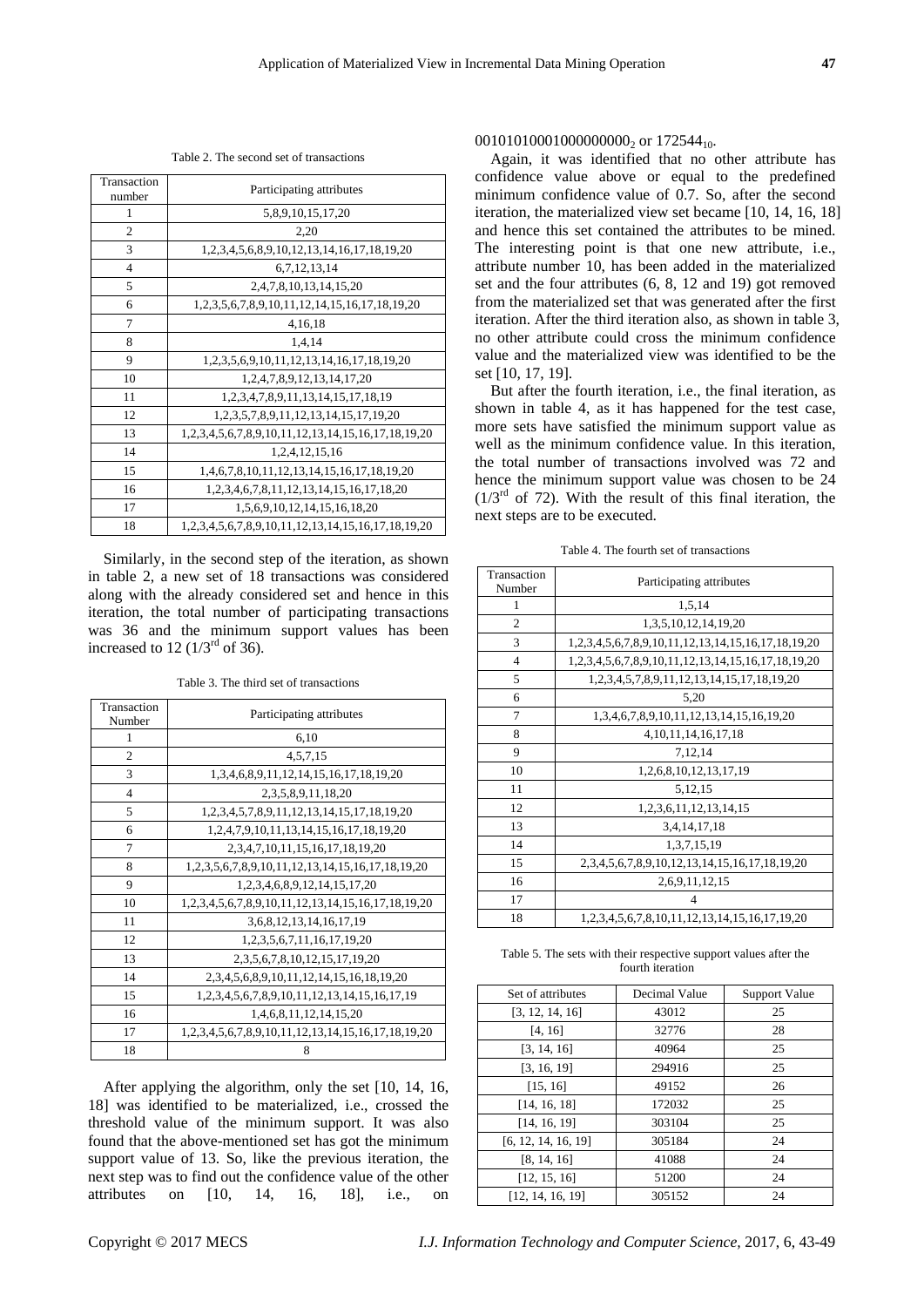Table 2. The second set of transactions

| Transaction number | Participating attributes |
|---|---|
| 1 | 5,8,9,10,15,17,20 |
| 2 | 2,20 |
| 3 | 1,2,3,4,5,6,8,9,10,12,13,14,16,17,18,19,20 |
| 4 | 6,7,12,13,14 |
| 5 | 2,4,7,8,10,13,14,15,20 |
| 6 | 1,2,3,5,6,7,8,9,10,11,12,14,15,16,17,18,19,20 |
| 7 | 4,16,18 |
| 8 | 1,4,14 |
| 9 | 1,2,3,5,6,9,10,11,12,13,14,16,17,18,19,20 |
| 10 | 1,2,4,7,8,9,12,13,14,17,20 |
| 11 | 1,2,3,4,7,8,9,11,13,14,15,17,18,19 |
| 12 | 1,2,3,5,7,8,9,11,12,13,14,15,17,19,20 |
| 13 | 1,2,3,4,5,6,7,8,9,10,11,12,13,14,15,16,17,18,19,20 |
| 14 | 1,2,4,12,15,16 |
| 15 | 1,4,6,7,8,10,11,12,13,14,15,16,17,18,19,20 |
| 16 | 1,2,3,4,6,7,8,11,12,13,14,15,16,17,18,20 |
| 17 | 1,5,6,9,10,12,14,15,16,18,20 |
| 18 | 1,2,3,4,5,6,7,8,9,10,11,12,13,14,15,16,17,18,19,20 |

Similarly, in the second step of the iteration, as shown in table 2, a new set of 18 transactions was considered along with the already considered set and hence in this iteration, the total number of participating transactions was 36 and the minimum support values has been increased to 12 ($1/3^{rd}$ of 36).

Table 3. The third set of transactions

| Transaction Number | Participating attributes |
|---|---|
| 1 | 6,10 |
| 2 | 4,5,7,15 |
| 3 | 1,3,4,6,8,9,11,12,14,15,16,17,18,19,20 |
| 4 | 2,3,5,8,9,11,18,20 |
| 5 | 1,2,3,4,5,7,8,9,11,12,13,14,15,17,18,19,20 |
| 6 | 1,2,4,7,9,10,11,13,14,15,16,17,18,19,20 |
| 7 | 2,3,4,7,10,11,15,16,17,18,19,20 |
| 8 | 1,2,3,5,6,7,8,9,10,11,12,13,14,15,16,17,18,19,20 |
| 9 | 1,2,3,4,6,8,9,12,14,15,17,20 |
| 10 | 1,2,3,4,5,6,7,8,9,10,11,12,13,14,15,16,17,18,19,20 |
| 11 | 3,6,8,12,13,14,16,17,19 |
| 12 | 1,2,3,5,6,7,11,16,17,19,20 |
| 13 | 2,3,5,6,7,8,10,12,15,17,19,20 |
| 14 | 2,3,4,5,6,8,9,10,11,12,14,15,16,18,19,20 |
| 15 | 1,2,3,4,5,6,7,8,9,10,11,12,13,14,15,16,17,19 |
| 16 | 1,4,6,8,11,12,14,15,20 |
| 17 | 1,2,3,4,5,6,7,8,9,10,11,12,13,14,15,16,17,18,19,20 |
| 18 | 8 |

After applying the algorithm, only the set [10, 14, 16, 18] was identified to be materialized, i.e., crossed the threshold value of the minimum support. It was also found that the above-mentioned set has got the minimum support value of 13. So, like the previous iteration, the next step was to find out the confidence value of the other attributes on [10, 14, 16, 18], i.e., on $00101010001000000000_2$ or $172544_{10}$.

Again, it was identified that no other attribute has confidence value above or equal to the predefined minimum confidence value of 0.7. So, after the second iteration, the materialized view set became [10, 14, 16, 18] and hence this set contained the attributes to be mined. The interesting point is that one new attribute, i.e., attribute number 10, has been added in the materialized set and the four attributes (6, 8, 12 and 19) got removed from the materialized set that was generated after the first iteration. After the third iteration also, as shown in table 3, no other attribute could cross the minimum confidence value and the materialized view was identified to be the set [10, 17, 19].

But after the fourth iteration, i.e., the final iteration, as shown in table 4, as it has happened for the test case, more sets have satisfied the minimum support value as well as the minimum confidence value. In this iteration, the total number of transactions involved was 72 and hence the minimum support value was chosen to be 24 ($1/3^{rd}$ of 72). With the result of this final iteration, the next steps are to be executed.

Table 4. The fourth set of transactions

| Transaction Number | Participating attributes |
|---|---|
| 1 | 1,5,14 |
| 2 | 1,3,5,10,12,14,19,20 |
| 3 | 1,2,3,4,5,6,7,8,9,10,11,12,13,14,15,16,17,18,19,20 |
| 4 | 1,2,3,4,5,6,7,8,9,10,11,12,13,14,15,16,17,18,19,20 |
| 5 | 1,2,3,4,5,7,8,9,11,12,13,14,15,17,18,19,20 |
| 6 | 5,20 |
| 7 | 1,3,4,6,7,8,9,10,11,12,13,14,15,16,19,20 |
| 8 | 4,10,11,14,16,17,18 |
| 9 | 7,12,14 |
| 10 | 1,2,6,8,10,12,13,17,19 |
| 11 | 5,12,15 |
| 12 | 1,2,3,6,11,12,13,14,15 |
| 13 | 3,4,14,17,18 |
| 14 | 1,3,7,15,19 |
| 15 | 2,3,4,5,6,7,8,9,10,12,13,14,15,16,17,18,19,20 |
| 16 | 2,6,9,11,12,15 |
| 17 | 4 |
| 18 | 1,2,3,4,5,6,7,8,10,11,12,13,14,15,16,17,19,20 |

Table 5. The sets with their respective support values after the fourth iteration

| Set of attributes | Decimal Value | Support Value |
|---|---|---|
| [3, 12, 14, 16] | 43012 | 25 |
| [4, 16] | 32776 | 28 |
| [3, 14, 16] | 40964 | 25 |
| [3, 16, 19] | 294916 | 25 |
| [15, 16] | 49152 | 26 |
| [14, 16, 18] | 172032 | 25 |
| [14, 16, 19] | 303104 | 25 |
| [6, 12, 14, 16, 19] | 305184 | 24 |
| [8, 14, 16] | 41088 | 24 |
| [12, 15, 16] | 51200 | 24 |
| [12, 14, 16, 19] | 305152 | 24 |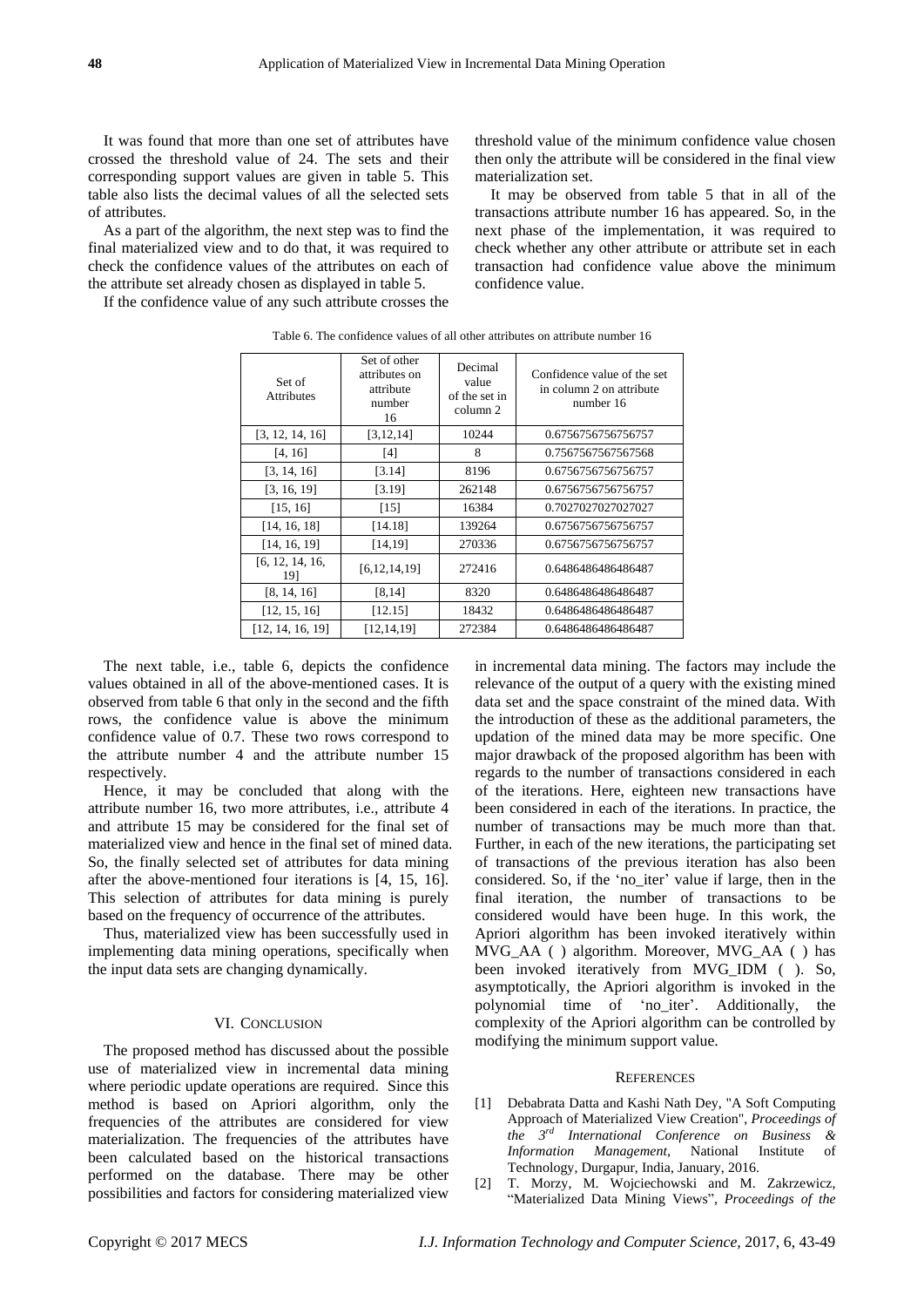It was found that more than one set of attributes have crossed the threshold value of 24. The sets and their corresponding support values are given in table 5. This table also lists the decimal values of all the selected sets of attributes.

As a part of the algorithm, the next step was to find the final materialized view and to do that, it was required to check the confidence values of the attributes on each of the attribute set already chosen as displayed in table 5.

If the confidence value of any such attribute crosses the threshold value of the minimum confidence value chosen then only the attribute will be considered in the final view materialization set.

It may be observed from table 5 that in all of the transactions attribute number 16 has appeared. So, in the next phase of the implementation, it was required to check whether any other attribute or attribute set in each transaction had confidence value above the minimum confidence value.

Table 6. The confidence values of all other attributes on attribute number 16

| Set of Attributes | Set of other attributes on attribute number 16 | Decimal value of the set in column 2 | Confidence value of the set in column 2 on attribute number 16 |
|---|---|---|---|
| [3, 12, 14, 16] | [3,12,14] | 10244 | 0.6756756756756757 |
| [4, 16] | [4] | 8 | 0.7567567567567568 |
| [3, 14, 16] | [3.14] | 8196 | 0.6756756756756757 |
| [3, 16, 19] | [3.19] | 262148 | 0.6756756756756757 |
| [15, 16] | [15] | 16384 | 0.7027027027027027 |
| [14, 16, 18] | [14.18] | 139264 | 0.6756756756756757 |
| [14, 16, 19] | [14,19] | 270336 | 0.6756756756756757 |
| [6, 12, 14, 16, 19] | [6,12,14,19] | 272416 | 0.6486486486486487 |
| [8, 14, 16] | [8,14] | 8320 | 0.6486486486486487 |
| [12, 15, 16] | [12.15] | 18432 | 0.6486486486486487 |
| [12, 14, 16, 19] | [12,14,19] | 272384 | 0.6486486486486487 |

The next table, i.e., table 6, depicts the confidence values obtained in all of the above-mentioned cases. It is observed from table 6 that only in the second and the fifth rows, the confidence value is above the minimum confidence value of 0.7. These two rows correspond to the attribute number 4 and the attribute number 15 respectively.

Hence, it may be concluded that along with the attribute number 16, two more attributes, i.e., attribute 4 and attribute 15 may be considered for the final set of materialized view and hence in the final set of mined data. So, the finally selected set of attributes for data mining after the above-mentioned four iterations is [4, 15, 16]. This selection of attributes for data mining is purely based on the frequency of occurrence of the attributes.

Thus, materialized view has been successfully used in implementing data mining operations, specifically when the input data sets are changing dynamically.

## VI. Conclusion

The proposed method has discussed about the possible use of materialized view in incremental data mining where periodic update operations are required. Since this method is based on Apriori algorithm, only the frequencies of the attributes are considered for view materialization. The frequencies of the attributes have been calculated based on the historical transactions performed on the database. There may be other possibilities and factors for considering materialized view in incremental data mining. The factors may include the relevance of the output of a query with the existing mined data set and the space constraint of the mined data. With the introduction of these as the additional parameters, the updation of the mined data may be more specific. One major drawback of the proposed algorithm has been with regards to the number of transactions considered in each of the iterations. Here, eighteen new transactions have been considered in each of the iterations. In practice, the number of transactions may be much more than that. Further, in each of the new iterations, the participating set of transactions of the previous iteration has also been considered. So, if the 'no_iter' value if large, then in the final iteration, the number of transactions to be considered would have been huge. In this work, the Apriori algorithm has been invoked iteratively within MVG_AA ( ) algorithm. Moreover, MVG_AA ( ) has been invoked iteratively from MVG_IDM ( ). So, asymptotically, the Apriori algorithm is invoked in the polynomial time of 'no_iter'. Additionally, the complexity of the Apriori algorithm can be controlled by modifying the minimum support value.

## References

[1] Debabrata Datta and Kashi Nath Dey, "A Soft Computing Approach of Materialized View Creation", *Proceedings of the 3rd International Conference on Business & Information Management*, National Institute of Technology, Durgapur, India, January, 2016.

[2] T. Morzy, M. Wojciechowski and M. Zakrzewicz, "Materialized Data Mining Views", *Proceedings of the*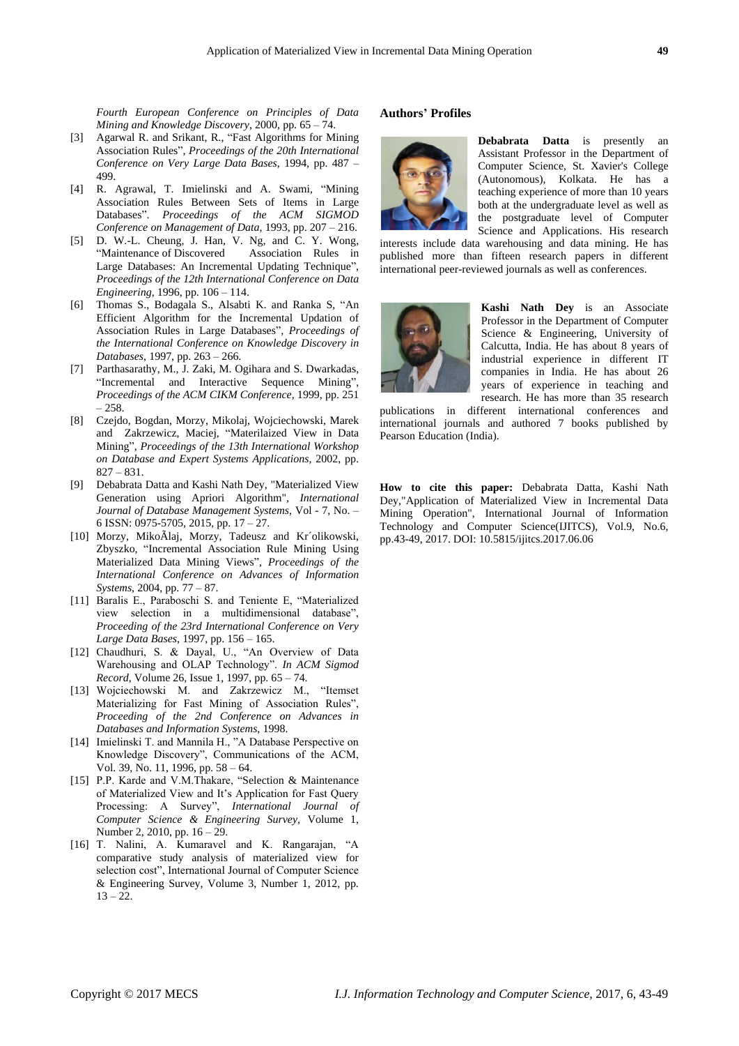*Fourth European Conference on Principles of Data Mining and Knowledge Discovery*, 2000, pp. 65 – 74.

[3] Agarwal R. and Srikant, R., "Fast Algorithms for Mining Association Rules", *Proceedings of the 20th International Conference on Very Large Data Bases*, 1994, pp. 487 – 499.

[4] R. Agrawal, T. Imielinski and A. Swami, "Mining Association Rules Between Sets of Items in Large Databases". *Proceedings of the ACM SIGMOD Conference on Management of Data*, 1993, pp. 207 – 216.

[5] D. W.-L. Cheung, J. Han, V. Ng, and C. Y. Wong, "Maintenance of Discovered Association Rules in Large Databases: An Incremental Updating Technique", *Proceedings of the 12th International Conference on Data Engineering*, 1996, pp. 106 – 114.

[6] Thomas S., Bodagala S., Alsabti K. and Ranka S, "An Efficient Algorithm for the Incremental Updation of Association Rules in Large Databases", *Proceedings of the International Conference on Knowledge Discovery in Databases*, 1997, pp. 263 – 266.

[7] Parthasarathy, M., J. Zaki, M. Ogihara and S. Dwarkadas, "Incremental and Interactive Sequence Mining", *Proceedings of the ACM CIKM Conference*, 1999, pp. 251 – 258.

[8] Czejdo, Bogdan, Morzy, Mikolaj, Wojciechowski, Marek and Zakrzewicz, Maciej, "Materialaized View in Data Mining", *Proceedings of the 13th International Workshop on Database and Expert Systems Applications*, 2002, pp. 827 – 831.

[9] Debabrata Datta and Kashi Nath Dey, "Materialized View Generation using Apriori Algorithm", *International Journal of Database Management Systems*, Vol - 7, No. – 6 ISSN: 0975-5705, 2015, pp. 17 – 27.

[10] Morzy, MikoÃlaj, Morzy, Tadeusz and Kr´olikowski, Zbyszko, "Incremental Association Rule Mining Using Materialized Data Mining Views", *Proceedings of the International Conference on Advances of Information Systems*, 2004, pp. 77 – 87.

[11] Baralis E., Paraboschi S. and Teniente E, "Materialized view selection in a multidimensional database", *Proceeding of the 23rd International Conference on Very Large Data Bases*, 1997, pp. 156 – 165.

[12] Chaudhuri, S. & Dayal, U., "An Overview of Data Warehousing and OLAP Technology". *In ACM Sigmod Record*, Volume 26, Issue 1, 1997, pp. 65 – 74.

[13] Wojciechowski M. and Zakrzewicz M., "Itemset Materializing for Fast Mining of Association Rules", *Proceeding of the 2nd Conference on Advances in Databases and Information Systems*, 1998.

[14] Imielinski T. and Mannila H., "A Database Perspective on Knowledge Discovery", Communications of the ACM, Vol. 39, No. 11, 1996, pp. 58 – 64.

[15] P.P. Karde and V.M.Thakare, "Selection & Maintenance of Materialized View and It's Application for Fast Query Processing: A Survey", *International Journal of Computer Science & Engineering Survey*, Volume 1, Number 2, 2010, pp. 16 – 29.

[16] T. Nalini, A. Kumaravel and K. Rangarajan, "A comparative study analysis of materialized view for selection cost", International Journal of Computer Science & Engineering Survey, Volume 3, Number 1, 2012, pp. 13 – 22.

## Authors' Profiles

**Debabrata Datta** is presently an Assistant Professor in the Department of Computer Science, St. Xavier's College (Autonomous), Kolkata. He has a teaching experience of more than 10 years both at the undergraduate level as well as the postgraduate level of Computer Science and Applications. His research interests include data warehousing and data mining. He has published more than fifteen research papers in different international peer-reviewed journals as well as conferences.

**Kashi Nath Dey** is an Associate Professor in the Department of Computer Science & Engineering, University of Calcutta, India. He has about 8 years of industrial experience in different IT companies in India. He has about 26 years of experience in teaching and research. He has more than 35 research publications in different international conferences and international journals and authored 7 books published by Pearson Education (India).

**How to cite this paper:** Debabrata Datta, Kashi Nath Dey,"Application of Materialized View in Incremental Data Mining Operation", International Journal of Information Technology and Computer Science(IJITCS), Vol.9, No.6, pp.43-49, 2017. DOI: 10.5815/ijitcs.2017.06.06